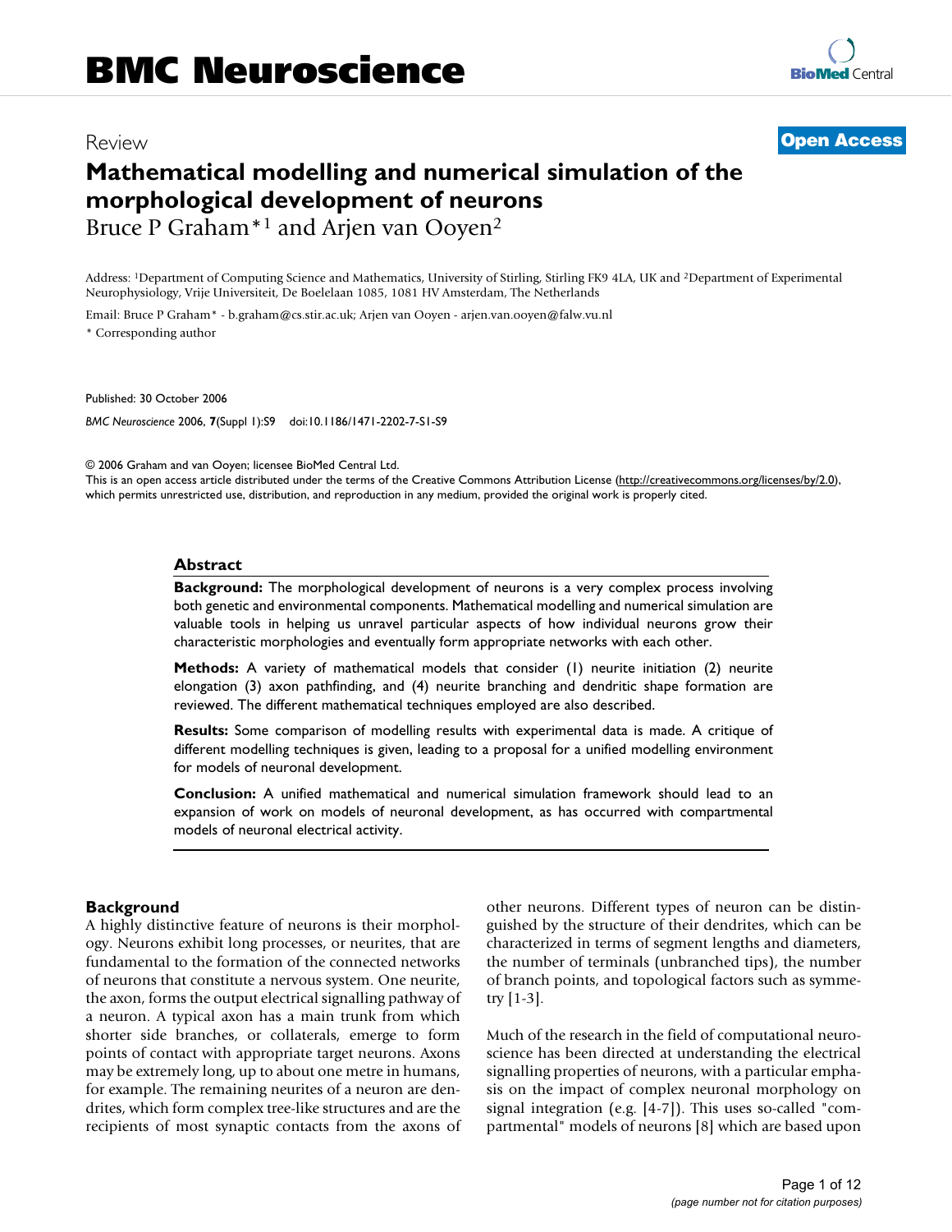# Mathematical modelling and numerical simulation of the morphological development of neurons

Bruce P Graham*[1] and Arjen van Ooyen[2]

Address: [1]Department of Computing Science and Mathematics, University of Stirling, Stirling FK9 4LA, UK and [2]Department of Experimental Neurophysiology, Vrije Universiteit, De Boelelaan 1085, 1081 HV Amsterdam, The Netherlands

Email: Bruce P Graham* - b.graham@cs.stir.ac.uk; Arjen van Ooyen - arjen.van.ooyen@falw.vu.nl

* Corresponding author

Review

Open Access

Published: 30 October 2006

*BMC Neuroscience* 2006, **7**(Suppl 1):S9 doi:10.1186/1471-2202-7-S1-S9

© 2006 Graham and van Ooyen; licensee BioMed Central Ltd.

This is an open access article distributed under the terms of the Creative Commons Attribution License (http://creativecommons.org/licenses/by/2.0), which permits unrestricted use, distribution, and reproduction in any medium, provided the original work is properly cited.

## Abstract

**Background:** The morphological development of neurons is a very complex process involving both genetic and environmental components. Mathematical modelling and numerical simulation are valuable tools in helping us unravel particular aspects of how individual neurons grow their characteristic morphologies and eventually form appropriate networks with each other.

**Methods:** A variety of mathematical models that consider (1) neurite initiation (2) neurite elongation (3) axon pathfinding, and (4) neurite branching and dendritic shape formation are reviewed. The different mathematical techniques employed are also described.

**Results:** Some comparison of modelling results with experimental data is made. A critique of different modelling techniques is given, leading to a proposal for a unified modelling environment for models of neuronal development.

**Conclusion:** A unified mathematical and numerical simulation framework should lead to an expansion of work on models of neuronal development, as has occurred with compartmental models of neuronal electrical activity.

## Background

A highly distinctive feature of neurons is their morphology. Neurons exhibit long processes, or neurites, that are fundamental to the formation of the connected networks of neurons that constitute a nervous system. One neurite, the axon, forms the output electrical signalling pathway of a neuron. A typical axon has a main trunk from which shorter side branches, or collaterals, emerge to form points of contact with appropriate target neurons. Axons may be extremely long, up to about one metre in humans, for example. The remaining neurites of a neuron are dendrites, which form complex tree-like structures and are the recipients of most synaptic contacts from the axons of other neurons. Different types of neuron can be distinguished by the structure of their dendrites, which can be characterized in terms of segment lengths and diameters, the number of terminals (unbranched tips), the number of branch points, and topological factors such as symmetry [1-3].

Much of the research in the field of computational neuroscience has been directed at understanding the electrical signalling properties of neurons, with a particular emphasis on the impact of complex neuronal morphology on signal integration (e.g. [4-7]). This uses so-called "compartmental" models of neurons [8] which are based upon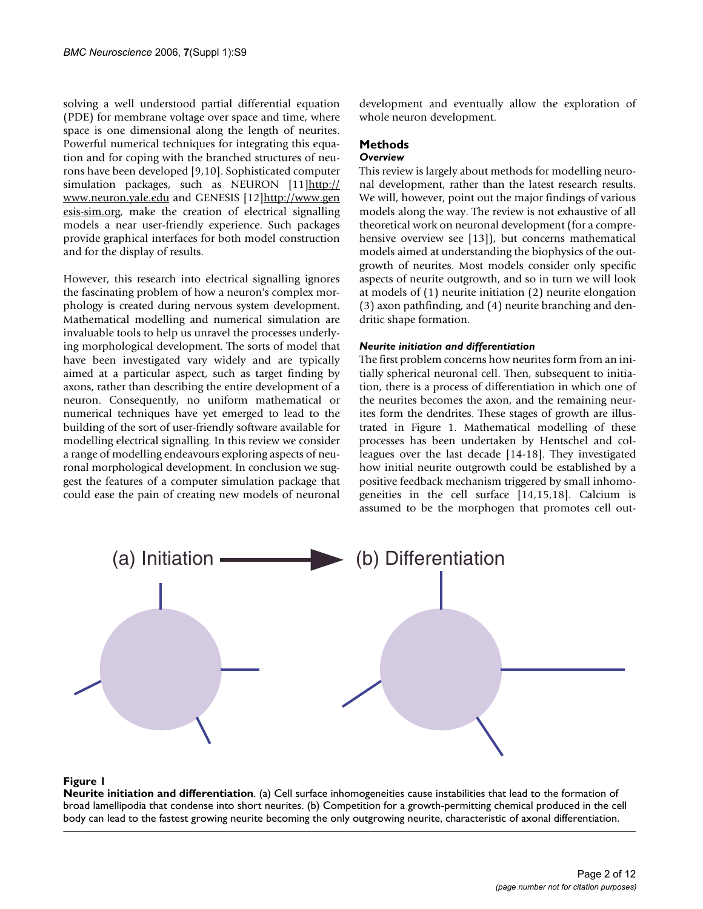solving a well understood partial differential equation (PDE) for membrane voltage over space and time, where space is one dimensional along the length of neurites. Powerful numerical techniques for integrating this equation and for coping with the branched structures of neurons have been developed [9,10]. Sophisticated computer simulation packages, such as NEURON [11]http://www.neuron.yale.edu and GENESIS [12]http://www.genesis-sim.org, make the creation of electrical signalling models a near user-friendly experience. Such packages provide graphical interfaces for both model construction and for the display of results.

However, this research into electrical signalling ignores the fascinating problem of how a neuron's complex morphology is created during nervous system development. Mathematical modelling and numerical simulation are invaluable tools to help us unravel the processes underlying morphological development. The sorts of model that have been investigated vary widely and are typically aimed at a particular aspect, such as target finding by axons, rather than describing the entire development of a neuron. Consequently, no uniform mathematical or numerical techniques have yet emerged to lead to the building of the sort of user-friendly software available for modelling electrical signalling. In this review we consider a range of modelling endeavours exploring aspects of neuronal morphological development. In conclusion we suggest the features of a computer simulation package that could ease the pain of creating new models of neuronal development and eventually allow the exploration of whole neuron development.

## Methods

### *Overview*

This review is largely about methods for modelling neuronal development, rather than the latest research results. We will, however, point out the major findings of various models along the way. The review is not exhaustive of all theoretical work on neuronal development (for a comprehensive overview see [13]), but concerns mathematical models aimed at understanding the biophysics of the outgrowth of neurites. Most models consider only specific aspects of neurite outgrowth, and so in turn we will look at models of (1) neurite initiation (2) neurite elongation (3) axon pathfinding, and (4) neurite branching and dendritic shape formation.

### *Neurite initiation and differentiation*

The first problem concerns how neurites form from an initially spherical neuronal cell. Then, subsequent to initiation, there is a process of differentiation in which one of the neurites becomes the axon, and the remaining neurites form the dendrites. These stages of growth are illustrated in Figure 1. Mathematical modelling of these processes has been undertaken by Hentschel and colleagues over the last decade [14-18]. They investigated how initial neurite outgrowth could be established by a positive feedback mechanism triggered by small inhomogeneities in the cell surface [14,15,18]. Calcium is assumed to be the morphogen that promotes cell out-

**Figure 1**

**Neurite initiation and differentiation**. (a) Cell surface inhomogeneities cause instabilities that lead to the formation of broad lamellipodia that condense into short neurites. (b) Competition for a growth-permitting chemical produced in the cell body can lead to the fastest growing neurite becoming the only outgrowing neurite, characteristic of axonal differentiation.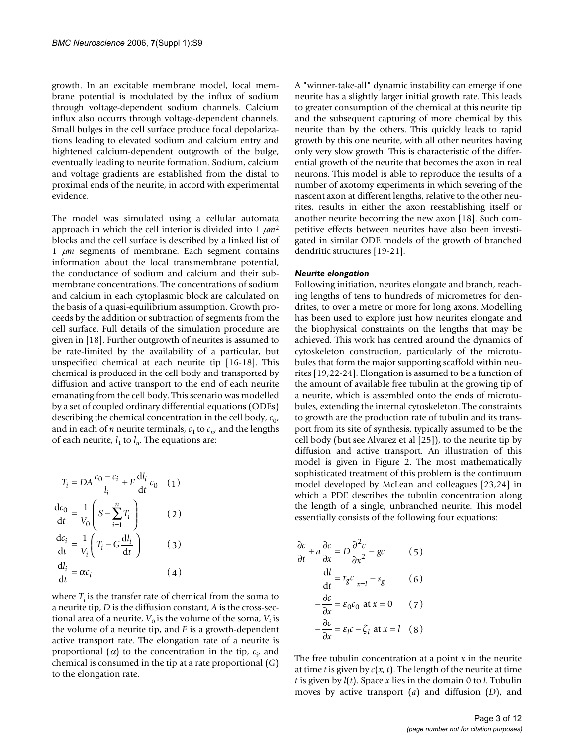growth. In an excitable membrane model, local membrane potential is modulated by the influx of sodium through voltage-dependent sodium channels. Calcium influx also occurrs through voltage-dependent channels. Small bulges in the cell surface produce focal depolarizations leading to elevated sodium and calcium entry and hightened calcium-dependent outgrowth of the bulge, eventually leading to neurite formation. Sodium, calcium and voltage gradients are established from the distal to proximal ends of the neurite, in accord with experimental evidence.

The model was simulated using a cellular automata approach in which the cell interior is divided into 1 $\mu m^2$ blocks and the cell surface is described by a linked list of 1 $\mu m$ segments of membrane. Each segment contains information about the local transmembrane potential, the conductance of sodium and calcium and their submembrane concentrations. The concentrations of sodium and calcium in each cytoplasmic block are calculated on the basis of a quasi-equilibrium assumption. Growth proceeds by the addition or subtraction of segments from the cell surface. Full details of the simulation procedure are given in [18]. Further outgrowth of neurites is assumed to be rate-limited by the availability of a particular, but unspecified chemical at each neurite tip [16-18]. This chemical is produced in the cell body and transported by diffusion and active transport to the end of each neurite emanating from the cell body. This scenario was modelled by a set of coupled ordinary differential equations (ODEs) describing the chemical concentration in the cell body, $c_0$, and in each of $n$ neurite terminals, $c_1$ to $c_n$, and the lengths of each neurite, $l_1$ to $l_n$. The equations are:

$$T_i = DA\frac{c_0 - c_i}{l_i} + F\frac{\mathrm{d}l_i}{\mathrm{d}t}c_0 \quad (1)$$

$$\frac{\mathrm{d}c_0}{\mathrm{d}t} = \frac{1}{V_0}\left(S - \sum_{i=1}^{n} T_i\right) \quad (2)$$

$$\frac{\mathrm{d}c_i}{\mathrm{d}t} = \frac{1}{V_i}\left(T_i - G\frac{\mathrm{d}l_i}{\mathrm{d}t}\right) \quad (3)$$

$$\frac{\mathrm{d}l_i}{\mathrm{d}t} = \alpha c_i \quad (4)$$

where $T_i$ is the transfer rate of chemical from the soma to a neurite tip, $D$ is the diffusion constant, $A$ is the cross-sectional area of a neurite, $V_0$ is the volume of the soma, $V_i$ is the volume of a neurite tip, and $F$ is a growth-dependent active transport rate. The elongation rate of a neurite is proportional ($\alpha$) to the concentration in the tip, $c_i$, and chemical is consumed in the tip at a rate proportional ($G$) to the elongation rate.

A "winner-take-all" dynamic instability can emerge if one neurite has a slightly larger initial growth rate. This leads to greater consumption of the chemical at this neurite tip and the subsequent capturing of more chemical by this neurite than by the others. This quickly leads to rapid growth by this one neurite, with all other neurites having only very slow growth. This is characteristic of the differential growth of the neurite that becomes the axon in real neurons. This model is able to reproduce the results of a number of axotomy experiments in which severing of the nascent axon at different lengths, relative to the other neurites, results in either the axon reestablishing itself or another neurite becoming the new axon [18]. Such competitive effects between neurites have also been investigated in similar ODE models of the growth of branched dendritic structures [19-21].

### *Neurite elongation*

Following initiation, neurites elongate and branch, reaching lengths of tens to hundreds of micrometres for dendrites, to over a metre or more for long axons. Modelling has been used to explore just how neurites elongate and the biophysical constraints on the lengths that may be achieved. This work has centred around the dynamics of cytoskeleton construction, particularly of the microtubules that form the major supporting scaffold within neurites [19,22-24]. Elongation is assumed to be a function of the amount of available free tubulin at the growing tip of a neurite, which is assembled onto the ends of microtubules, extending the internal cytoskeleton. The constraints to growth are the production rate of tubulin and its transport from its site of synthesis, typically assumed to be the cell body (but see Alvarez et al [25]), to the neurite tip by diffusion and active transport. An illustration of this model is given in Figure 2. The most mathematically sophisticated treatment of this problem is the continuum model developed by McLean and colleagues [23,24] in which a PDE describes the tubulin concentration along the length of a single, unbranched neurite. This model essentially consists of the following four equations:

$$\frac{\partial c}{\partial t} + a\frac{\partial c}{\partial x} = D\frac{\partial^2 c}{\partial x^2} - gc \quad (5)$$

$$\frac{\mathrm{d}l}{\mathrm{d}t} = r_g c\big|_{x=l} - s_g \quad (6)$$

$$-\frac{\partial c}{\partial x} = \varepsilon_0 c_0 \ \text{ at } x = 0 \quad (7)$$

$$-\frac{\partial c}{\partial x} = \varepsilon_l c - \zeta_l \ \text{ at } x = l \quad (8)$$

The free tubulin concentration at a point $x$ in the neurite at time $t$ is given by $c(x, t)$. The length of the neurite at time $t$ is given by $l(t)$. Space $x$ lies in the domain 0 to $l$. Tubulin moves by active transport ($a$) and diffusion ($D$), and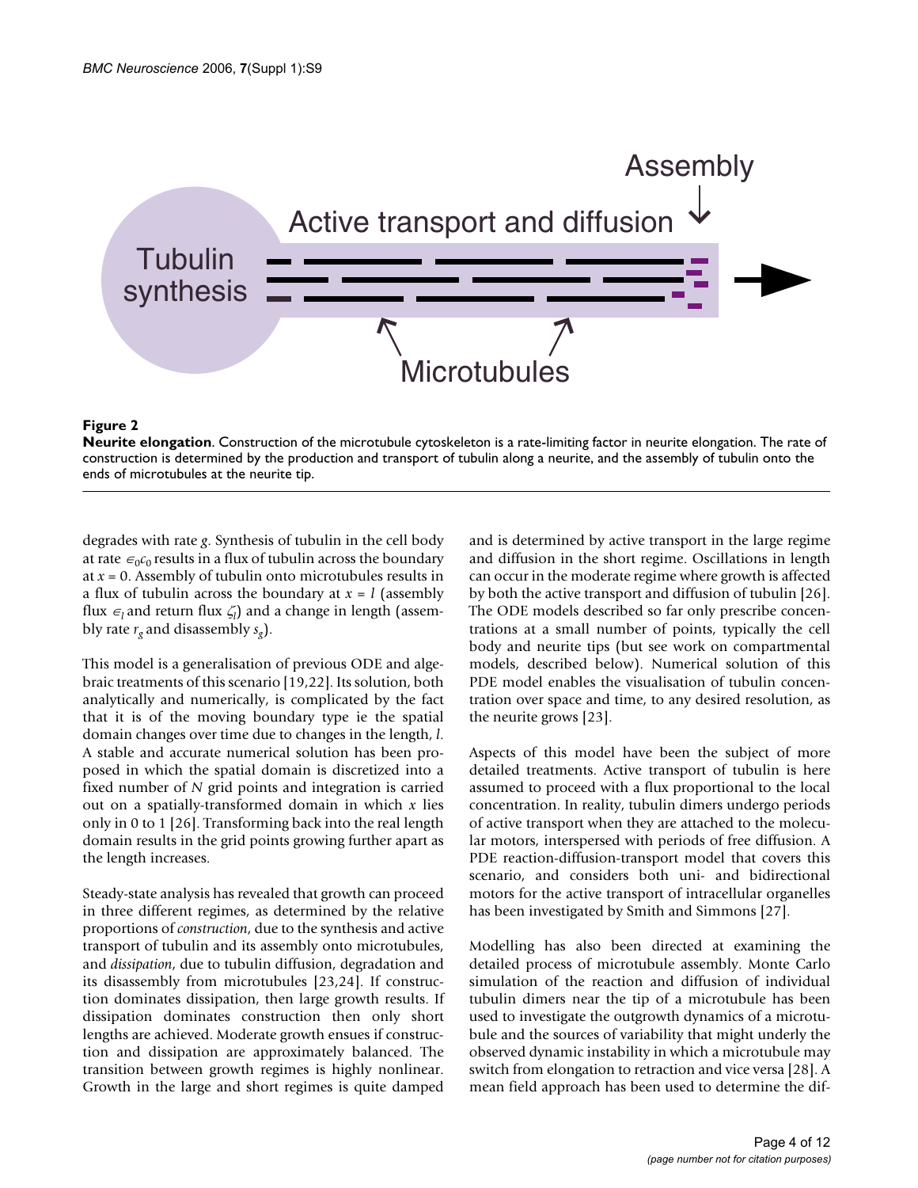Assembly

Active transport and diffusion

Tubulin synthesis

Microtubules

**Figure 2**

**Neurite elongation**. Construction of the microtubule cytoskeleton is a rate-limiting factor in neurite elongation. The rate of construction is determined by the production and transport of tubulin along a neurite, and the assembly of tubulin onto the ends of microtubules at the neurite tip.

degrades with rate $g$. Synthesis of tubulin in the cell body at rate $\epsilon_0 c_0$ results in a flux of tubulin across the boundary at $x = 0$. Assembly of tubulin onto microtubules results in a flux of tubulin across the boundary at $x = l$ (assembly flux $\epsilon_l$ and return flux $\zeta_l$) and a change in length (assembly rate $r_g$ and disassembly $s_g$).

This model is a generalisation of previous ODE and algebraic treatments of this scenario [19,22]. Its solution, both analytically and numerically, is complicated by the fact that it is of the moving boundary type ie the spatial domain changes over time due to changes in the length, $l$. A stable and accurate numerical solution has been proposed in which the spatial domain is discretized into a fixed number of $N$ grid points and integration is carried out on a spatially-transformed domain in which $x$ lies only in 0 to 1 [26]. Transforming back into the real length domain results in the grid points growing further apart as the length increases.

Steady-state analysis has revealed that growth can proceed in three different regimes, as determined by the relative proportions of *construction*, due to the synthesis and active transport of tubulin and its assembly onto microtubules, and *dissipation*, due to tubulin diffusion, degradation and its disassembly from microtubules [23,24]. If construction dominates dissipation, then large growth results. If dissipation dominates construction then only short lengths are achieved. Moderate growth ensues if construction and dissipation are approximately balanced. The transition between growth regimes is highly nonlinear. Growth in the large and short regimes is quite damped and is determined by active transport in the large regime and diffusion in the short regime. Oscillations in length can occur in the moderate regime where growth is affected by both the active transport and diffusion of tubulin [26]. The ODE models described so far only prescribe concentrations at a small number of points, typically the cell body and neurite tips (but see work on compartmental models, described below). Numerical solution of this PDE model enables the visualisation of tubulin concentration over space and time, to any desired resolution, as the neurite grows [23].

Aspects of this model have been the subject of more detailed treatments. Active transport of tubulin is here assumed to proceed with a flux proportional to the local concentration. In reality, tubulin dimers undergo periods of active transport when they are attached to the molecular motors, interspersed with periods of free diffusion. A PDE reaction-diffusion-transport model that covers this scenario, and considers both uni- and bidirectional motors for the active transport of intracellular organelles has been investigated by Smith and Simmons [27].

Modelling has also been directed at examining the detailed process of microtubule assembly. Monte Carlo simulation of the reaction and diffusion of individual tubulin dimers near the tip of a microtubule has been used to investigate the outgrowth dynamics of a microtubule and the sources of variability that might underly the observed dynamic instability in which a microtubule may switch from elongation to retraction and vice versa [28]. A mean field approach has been used to determine the dif-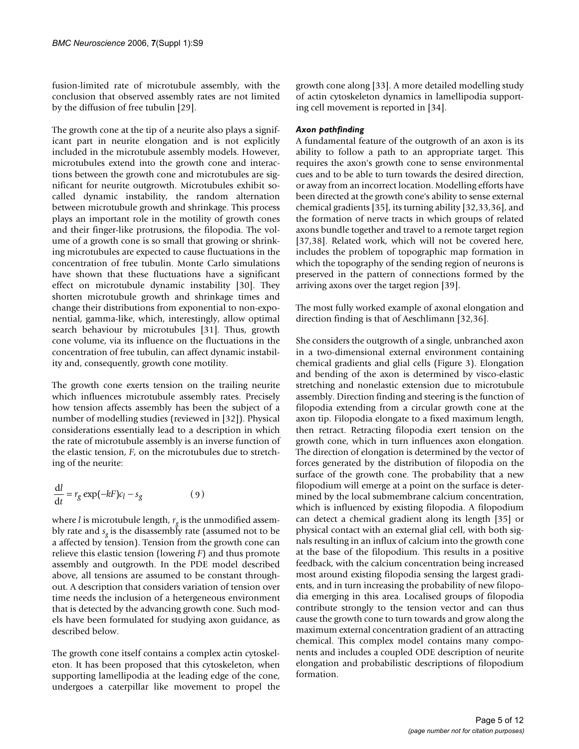fusion-limited rate of microtubule assembly, with the conclusion that observed assembly rates are not limited by the diffusion of free tubulin [29].

The growth cone at the tip of a neurite also plays a significant part in neurite elongation and is not explicitly included in the microtubule assembly models. However, microtubules extend into the growth cone and interactions between the growth cone and microtubules are significant for neurite outgrowth. Microtubules exhibit so-called dynamic instability, the random alternation between microtubule growth and shrinkage. This process plays an important role in the motility of growth cones and their finger-like protrusions, the filopodia. The volume of a growth cone is so small that growing or shrinking microtubules are expected to cause fluctuations in the concentration of free tubulin. Monte Carlo simulations have shown that these fluctuations have a significant effect on microtubule dynamic instability [30]. They shorten microtubule growth and shrinkage times and change their distributions from exponential to non-exponential, gamma-like, which, interestingly, allow optimal search behaviour by microtubules [31]. Thus, growth cone volume, via its influence on the fluctuations in the concentration of free tubulin, can affect dynamic instability and, consequently, growth cone motility.

The growth cone exerts tension on the trailing neurite which influences microtubule assembly rates. Precisely how tension affects assembly has been the subject of a number of modelling studies (reviewed in [32]). Physical considerations essentially lead to a description in which the rate of microtubule assembly is an inverse function of the elastic tension, $F$, on the microtubules due to stretching of the neurite:

$$\frac{\mathrm{d}l}{\mathrm{d}t} = r_g \exp(-kF)c_l - s_g \qquad (9)$$

where $l$ is microtubule length, $r_g$ is the unmodified assembly rate and $s_g$ is the disassembly rate (assumed not to be a affected by tension). Tension from the growth cone can relieve this elastic tension (lowering $F$) and thus promote assembly and outgrowth. In the PDE model described above, all tensions are assumed to be constant throughout. A description that considers variation of tension over time needs the inclusion of a hetergeneous environment that is detected by the advancing growth cone. Such models have been formulated for studying axon guidance, as described below.

The growth cone itself contains a complex actin cytoskeleton. It has been proposed that this cytoskeleton, when supporting lamellipodia at the leading edge of the cone, undergoes a caterpillar like movement to propel the growth cone along [33]. A more detailed modelling study of actin cytoskeleton dynamics in lamellipodia supporting cell movement is reported in [34].

#### *Axon pathfinding*

A fundamental feature of the outgrowth of an axon is its ability to follow a path to an appropriate target. This requires the axon's growth cone to sense environmental cues and to be able to turn towards the desired direction, or away from an incorrect location. Modelling efforts have been directed at the growth cone's ability to sense external chemical gradients [35], its turning ability [32,33,36], and the formation of nerve tracts in which groups of related axons bundle together and travel to a remote target region [37,38]. Related work, which will not be covered here, includes the problem of topographic map formation in which the topography of the sending region of neurons is preserved in the pattern of connections formed by the arriving axons over the target region [39].

The most fully worked example of axonal elongation and direction finding is that of Aeschlimann [32,36].

She considers the outgrowth of a single, unbranched axon in a two-dimensional external environment containing chemical gradients and glial cells (Figure 3). Elongation and bending of the axon is determined by visco-elastic stretching and nonelastic extension due to microtubule assembly. Direction finding and steering is the function of filopodia extending from a circular growth cone at the axon tip. Filopodia elongate to a fixed maximum length, then retract. Retracting filopodia exert tension on the growth cone, which in turn influences axon elongation. The direction of elongation is determined by the vector of forces generated by the distribution of filopodia on the surface of the growth cone. The probability that a new filopodium will emerge at a point on the surface is determined by the local submembrane calcium concentration, which is influenced by existing filopodia. A filopodium can detect a chemical gradient along its length [35] or physical contact with an external glial cell, with both signals resulting in an influx of calcium into the growth cone at the base of the filopodium. This results in a positive feedback, with the calcium concentration being increased most around existing filopodia sensing the largest gradients, and in turn increasing the probability of new filopodia emerging in this area. Localised groups of filopodia contribute strongly to the tension vector and can thus cause the growth cone to turn towards and grow along the maximum external concentration gradient of an attracting chemical. This complex model contains many components and includes a coupled ODE description of neurite elongation and probabilistic descriptions of filopodium formation.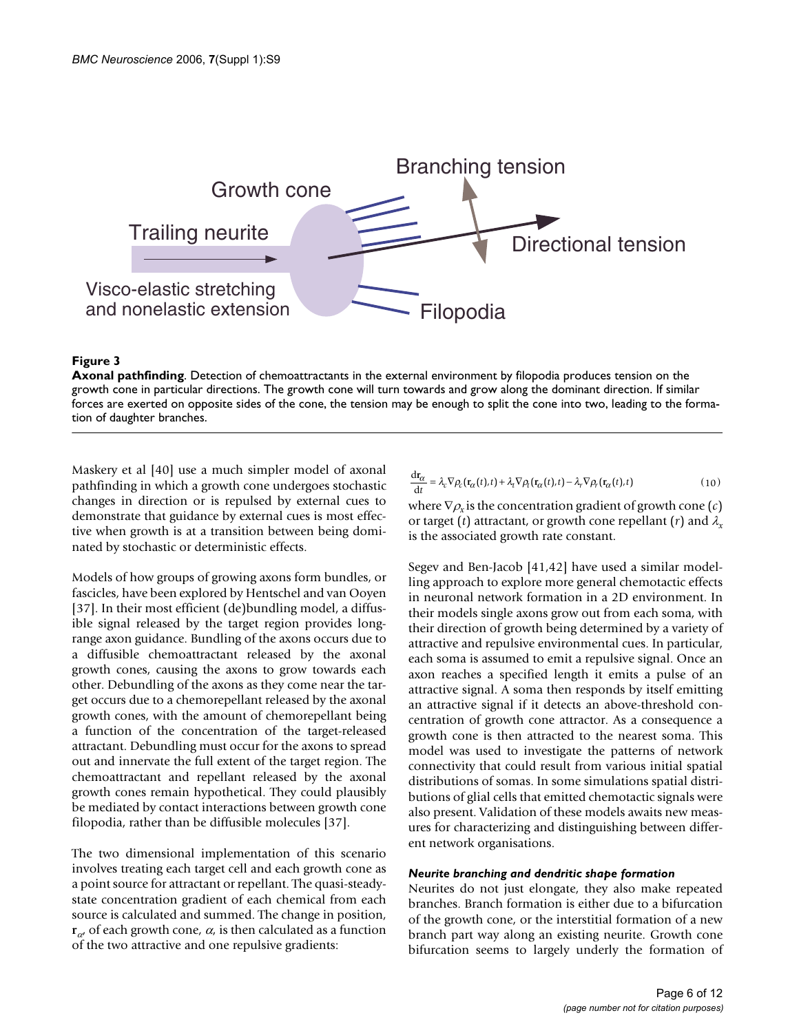**Figure 3**

**Axonal pathfinding**. Detection of chemoattractants in the external environment by filopodia produces tension on the growth cone in particular directions. The growth cone will turn towards and grow along the dominant direction. If similar forces are exerted on opposite sides of the cone, the tension may be enough to split the cone into two, leading to the formation of daughter branches.

Maskery et al [40] use a much simpler model of axonal pathfinding in which a growth cone undergoes stochastic changes in direction or is repulsed by external cues to demonstrate that guidance by external cues is most effective when growth is at a transition between being dominated by stochastic or deterministic effects.

Models of how groups of growing axons form bundles, or fascicles, have been explored by Hentschel and van Ooyen [37]. In their most efficient (de)bundling model, a diffusible signal released by the target region provides long-range axon guidance. Bundling of the axons occurs due to a diffusible chemoattractant released by the axonal growth cones, causing the axons to grow towards each other. Debundling of the axons as they come near the target occurs due to a chemorepellant released by the axonal growth cones, with the amount of chemorepellant being a function of the concentration of the target-released attractant. Debundling must occur for the axons to spread out and innervate the full extent of the target region. The chemoattractant and repellant released by the axonal growth cones remain hypothetical. They could plausibly be mediated by contact interactions between growth cone filopodia, rather than be diffusible molecules [37].

The two dimensional implementation of this scenario involves treating each target cell and each growth cone as a point source for attractant or repellant. The quasi-steady-state concentration gradient of each chemical from each source is calculated and summed. The change in position, $\mathbf{r}_\alpha$, of each growth cone, $\alpha$, is then calculated as a function of the two attractive and one repulsive gradients:

$$\frac{d\mathbf{r}_\alpha}{dt} = \lambda_c \nabla \rho_c(\mathbf{r}_\alpha(t), t) + \lambda_t \nabla \rho_t(\mathbf{r}_\alpha(t), t) - \lambda_r \nabla \rho_r(\mathbf{r}_\alpha(t), t) \tag{10}$$

where $\nabla \rho_x$ is the concentration gradient of growth cone ($c$) or target ($t$) attractant, or growth cone repellant ($r$) and $\lambda_x$ is the associated growth rate constant.

Segev and Ben-Jacob [41,42] have used a similar modelling approach to explore more general chemotactic effects in neuronal network formation in a 2D environment. In their models single axons grow out from each soma, with their direction of growth being determined by a variety of attractive and repulsive environmental cues. In particular, each soma is assumed to emit a repulsive signal. Once an axon reaches a specified length it emits a pulse of an attractive signal. A soma then responds by itself emitting an attractive signal if it detects an above-threshold concentration of growth cone attractor. As a consequence a growth cone is then attracted to the nearest soma. This model was used to investigate the patterns of network connectivity that could result from various initial spatial distributions of somas. In some simulations spatial distributions of glial cells that emitted chemotactic signals were also present. Validation of these models awaits new measures for characterizing and distinguishing between different network organisations.

#### *Neurite branching and dendritic shape formation*

Neurites do not just elongate, they also make repeated branches. Branch formation is either due to a bifurcation of the growth cone, or the interstitial formation of a new branch part way along an existing neurite. Growth cone bifurcation seems to largely underly the formation of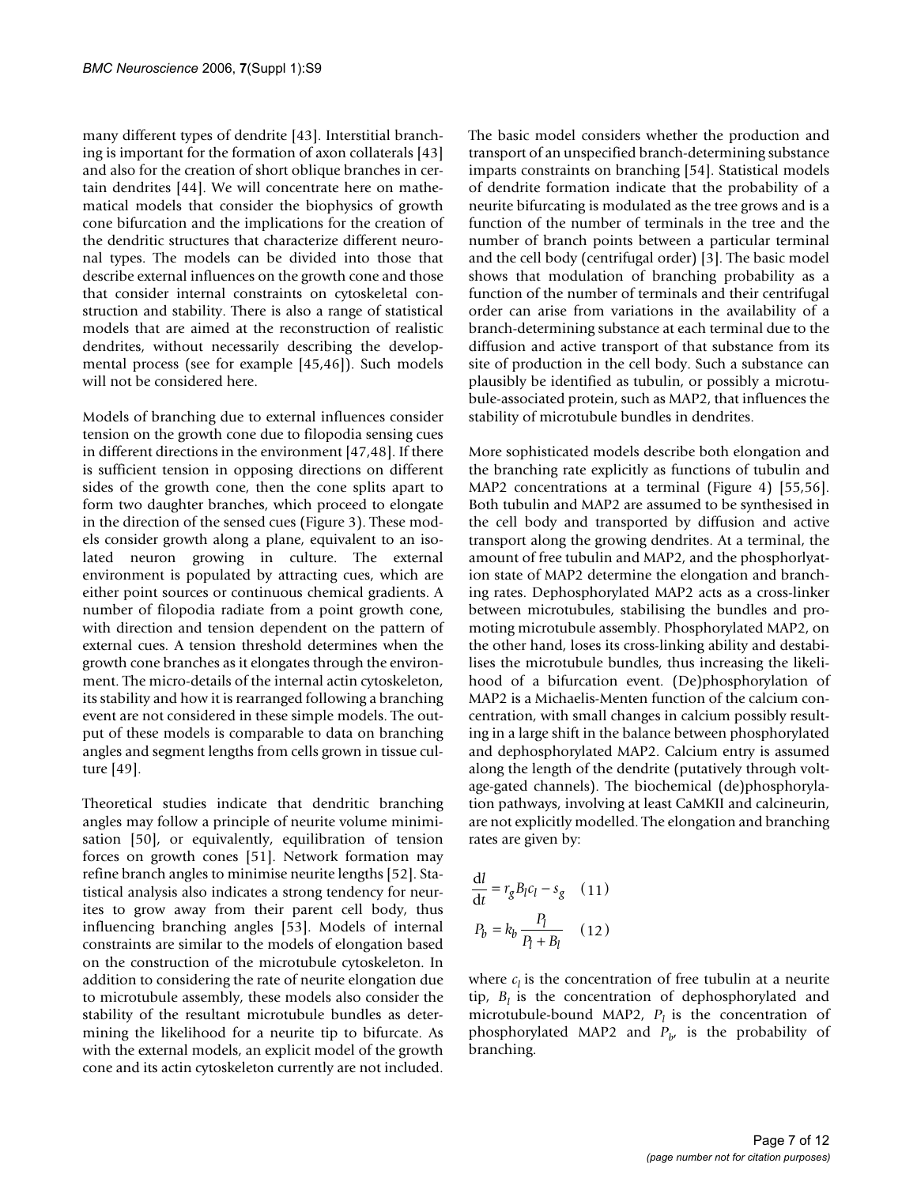many different types of dendrite [43]. Interstitial branching is important for the formation of axon collaterals [43] and also for the creation of short oblique branches in certain dendrites [44]. We will concentrate here on mathematical models that consider the biophysics of growth cone bifurcation and the implications for the creation of the dendritic structures that characterize different neuronal types. The models can be divided into those that describe external influences on the growth cone and those that consider internal constraints on cytoskeletal construction and stability. There is also a range of statistical models that are aimed at the reconstruction of realistic dendrites, without necessarily describing the developmental process (see for example [45,46]). Such models will not be considered here.

Models of branching due to external influences consider tension on the growth cone due to filopodia sensing cues in different directions in the environment [47,48]. If there is sufficient tension in opposing directions on different sides of the growth cone, then the cone splits apart to form two daughter branches, which proceed to elongate in the direction of the sensed cues (Figure 3). These models consider growth along a plane, equivalent to an isolated neuron growing in culture. The external environment is populated by attracting cues, which are either point sources or continuous chemical gradients. A number of filopodia radiate from a point growth cone, with direction and tension dependent on the pattern of external cues. A tension threshold determines when the growth cone branches as it elongates through the environment. The micro-details of the internal actin cytoskeleton, its stability and how it is rearranged following a branching event are not considered in these simple models. The output of these models is comparable to data on branching angles and segment lengths from cells grown in tissue culture [49].

Theoretical studies indicate that dendritic branching angles may follow a principle of neurite volume minimisation [50], or equivalently, equilibration of tension forces on growth cones [51]. Network formation may refine branch angles to minimise neurite lengths [52]. Statistical analysis also indicates a strong tendency for neurites to grow away from their parent cell body, thus influencing branching angles [53]. Models of internal constraints are similar to the models of elongation based on the construction of the microtubule cytoskeleton. In addition to considering the rate of neurite elongation due to microtubule assembly, these models also consider the stability of the resultant microtubule bundles as determining the likelihood for a neurite tip to bifurcate. As with the external models, an explicit model of the growth cone and its actin cytoskeleton currently are not included.

The basic model considers whether the production and transport of an unspecified branch-determining substance imparts constraints on branching [54]. Statistical models of dendrite formation indicate that the probability of a neurite bifurcating is modulated as the tree grows and is a function of the number of terminals in the tree and the number of branch points between a particular terminal and the cell body (centrifugal order) [3]. The basic model shows that modulation of branching probability as a function of the number of terminals and their centrifugal order can arise from variations in the availability of a branch-determining substance at each terminal due to the diffusion and active transport of that substance from its site of production in the cell body. Such a substance can plausibly be identified as tubulin, or possibly a microtubule-associated protein, such as MAP2, that influences the stability of microtubule bundles in dendrites.

More sophisticated models describe both elongation and the branching rate explicitly as functions of tubulin and MAP2 concentrations at a terminal (Figure 4) [55,56]. Both tubulin and MAP2 are assumed to be synthesised in the cell body and transported by diffusion and active transport along the growing dendrites. At a terminal, the amount of free tubulin and MAP2, and the phosphorlyation state of MAP2 determine the elongation and branching rates. Dephosphorylated MAP2 acts as a cross-linker between microtubules, stabilising the bundles and promoting microtubule assembly. Phosphorylated MAP2, on the other hand, loses its cross-linking ability and destabilises the microtubule bundles, thus increasing the likelihood of a bifurcation event. (De)phosphorylation of MAP2 is a Michaelis-Menten function of the calcium concentration, with small changes in calcium possibly resulting in a large shift in the balance between phosphorylated and dephosphorylated MAP2. Calcium entry is assumed along the length of the dendrite (putatively through voltage-gated channels). The biochemical (de)phosphorylation pathways, involving at least CaMKII and calcineurin, are not explicitly modelled. The elongation and branching rates are given by:

$$\frac{\mathrm{d}l}{\mathrm{d}t} = r_g B_l c_l - s_g \quad (11)$$

$$P_b = k_b \frac{P_l}{P_l + B_l} \quad (12)$$

where $c_l$ is the concentration of free tubulin at a neurite tip, $B_l$ is the concentration of dephosphorylated and microtubule-bound MAP2, $P_l$ is the concentration of phosphorylated MAP2 and $P_b$, is the probability of branching.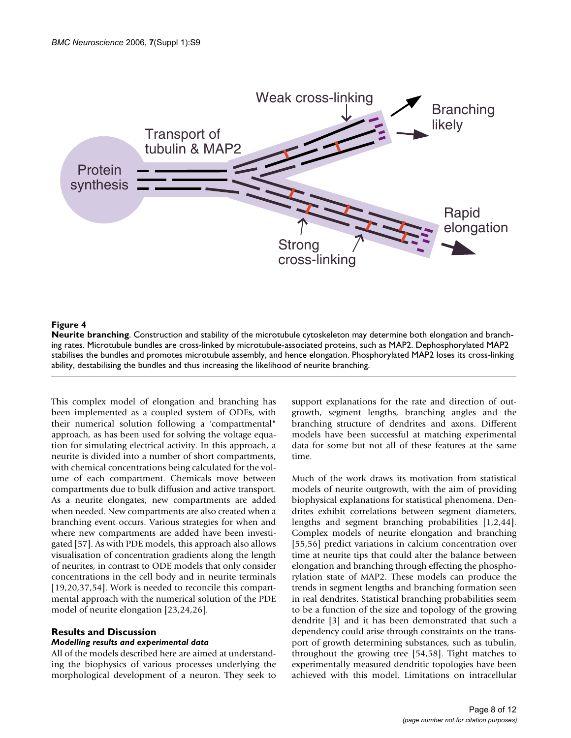**Figure 4**

**Neurite branching**. Construction and stability of the microtubule cytoskeleton may determine both elongation and branching rates. Microtubule bundles are cross-linked by microtubule-associated proteins, such as MAP2. Dephosphorylated MAP2 stabilises the bundles and promotes microtubule assembly, and hence elongation. Phosphorylated MAP2 loses its cross-linking ability, destabilising the bundles and thus increasing the likelihood of neurite branching.

This complex model of elongation and branching has been implemented as a coupled system of ODEs, with their numerical solution following a 'compartmental" approach, as has been used for solving the voltage equation for simulating electrical activity. In this approach, a neurite is divided into a number of short compartments, with chemical concentrations being calculated for the volume of each compartment. Chemicals move between compartments due to bulk diffusion and active transport. As a neurite elongates, new compartments are added when needed. New compartments are also created when a branching event occurs. Various strategies for when and where new compartments are added have been investigated [57]. As with PDE models, this approach also allows visualisation of concentration gradients along the length of neurites, in contrast to ODE models that only consider concentrations in the cell body and in neurite terminals [19,20,37,54]. Work is needed to reconcile this compartmental approach with the numerical solution of the PDE model of neurite elongation [23,24,26].

## Results and Discussion

### *Modelling results and experimental data*

All of the models described here are aimed at understanding the biophysics of various processes underlying the morphological development of a neuron. They seek to support explanations for the rate and direction of outgrowth, segment lengths, branching angles and the branching structure of dendrites and axons. Different models have been successful at matching experimental data for some but not all of these features at the same time.

Much of the work draws its motivation from statistical models of neurite outgrowth, with the aim of providing biophysical explanations for statistical phenomena. Dendrites exhibit correlations between segment diameters, lengths and segment branching probabilities [1,2,44]. Complex models of neurite elongation and branching [55,56] predict variations in calcium concentration over time at neurite tips that could alter the balance between elongation and branching through effecting the phosphorylation state of MAP2. These models can produce the trends in segment lengths and branching formation seen in real dendrites. Statistical branching probabilities seem to be a function of the size and topology of the growing dendrite [3] and it has been demonstrated that such a dependency could arise through constraints on the transport of growth determining substances, such as tubulin, throughout the growing tree [54,58]. Tight matches to experimentally measured dendritic topologies have been achieved with this model. Limitations on intracellular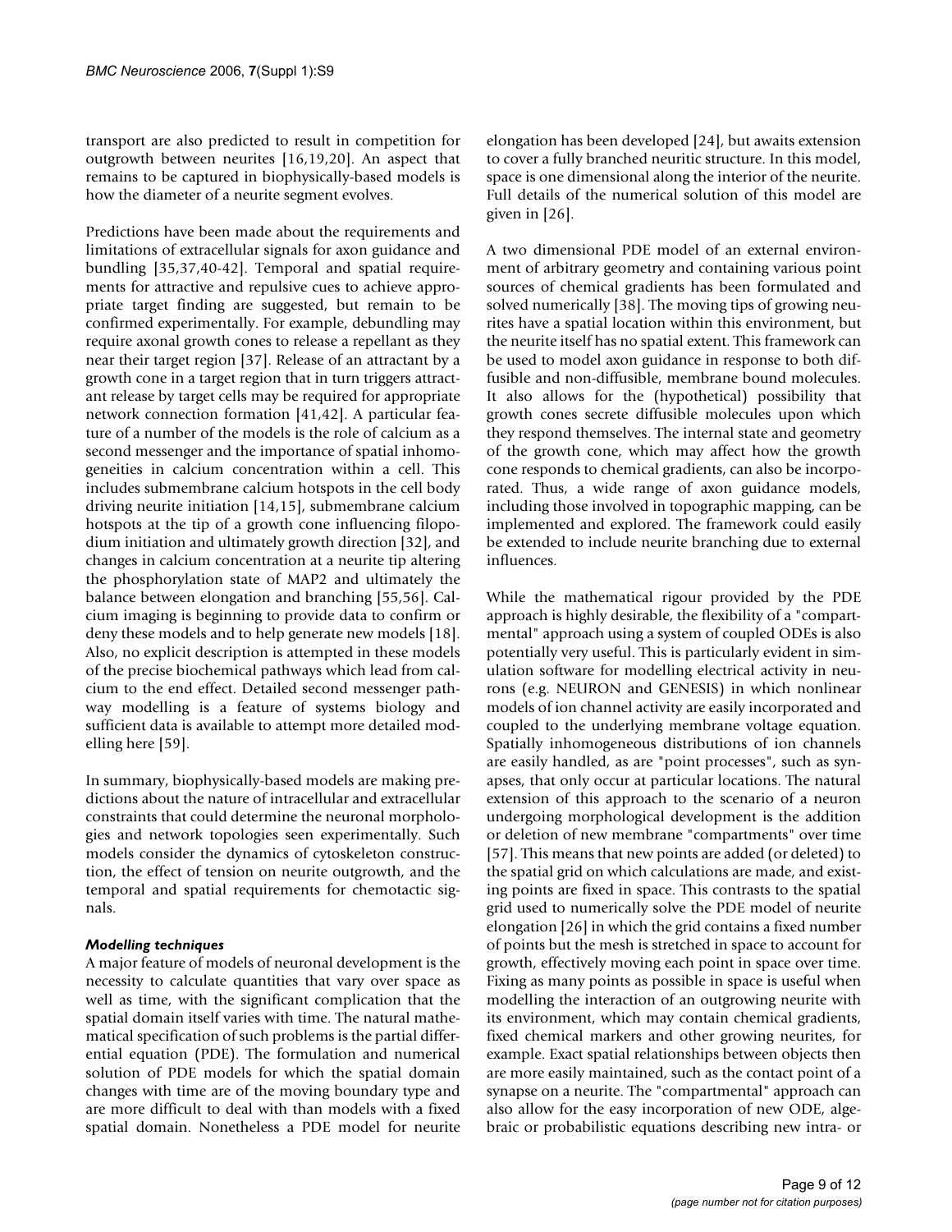transport are also predicted to result in competition for outgrowth between neurites [16,19,20]. An aspect that remains to be captured in biophysically-based models is how the diameter of a neurite segment evolves.

Predictions have been made about the requirements and limitations of extracellular signals for axon guidance and bundling [35,37,40-42]. Temporal and spatial requirements for attractive and repulsive cues to achieve appropriate target finding are suggested, but remain to be confirmed experimentally. For example, debundling may require axonal growth cones to release a repellant as they near their target region [37]. Release of an attractant by a growth cone in a target region that in turn triggers attractant release by target cells may be required for appropriate network connection formation [41,42]. A particular feature of a number of the models is the role of calcium as a second messenger and the importance of spatial inhomogeneities in calcium concentration within a cell. This includes submembrane calcium hotspots in the cell body driving neurite initiation [14,15], submembrane calcium hotspots at the tip of a growth cone influencing filopodium initiation and ultimately growth direction [32], and changes in calcium concentration at a neurite tip altering the phosphorylation state of MAP2 and ultimately the balance between elongation and branching [55,56]. Calcium imaging is beginning to provide data to confirm or deny these models and to help generate new models [18]. Also, no explicit description is attempted in these models of the precise biochemical pathways which lead from calcium to the end effect. Detailed second messenger pathway modelling is a feature of systems biology and sufficient data is available to attempt more detailed modelling here [59].

In summary, biophysically-based models are making predictions about the nature of intracellular and extracellular constraints that could determine the neuronal morphologies and network topologies seen experimentally. Such models consider the dynamics of cytoskeleton construction, the effect of tension on neurite outgrowth, and the temporal and spatial requirements for chemotactic signals.

### *Modelling techniques*

A major feature of models of neuronal development is the necessity to calculate quantities that vary over space as well as time, with the significant complication that the spatial domain itself varies with time. The natural mathematical specification of such problems is the partial differential equation (PDE). The formulation and numerical solution of PDE models for which the spatial domain changes with time are of the moving boundary type and are more difficult to deal with than models with a fixed spatial domain. Nonetheless a PDE model for neurite elongation has been developed [24], but awaits extension to cover a fully branched neuritic structure. In this model, space is one dimensional along the interior of the neurite. Full details of the numerical solution of this model are given in [26].

A two dimensional PDE model of an external environment of arbitrary geometry and containing various point sources of chemical gradients has been formulated and solved numerically [38]. The moving tips of growing neurites have a spatial location within this environment, but the neurite itself has no spatial extent. This framework can be used to model axon guidance in response to both diffusible and non-diffusible, membrane bound molecules. It also allows for the (hypothetical) possibility that growth cones secrete diffusible molecules upon which they respond themselves. The internal state and geometry of the growth cone, which may affect how the growth cone responds to chemical gradients, can also be incorporated. Thus, a wide range of axon guidance models, including those involved in topographic mapping, can be implemented and explored. The framework could easily be extended to include neurite branching due to external influences.

While the mathematical rigour provided by the PDE approach is highly desirable, the flexibility of a "compartmental" approach using a system of coupled ODEs is also potentially very useful. This is particularly evident in simulation software for modelling electrical activity in neurons (e.g. NEURON and GENESIS) in which nonlinear models of ion channel activity are easily incorporated and coupled to the underlying membrane voltage equation. Spatially inhomogeneous distributions of ion channels are easily handled, as are "point processes", such as synapses, that only occur at particular locations. The natural extension of this approach to the scenario of a neuron undergoing morphological development is the addition or deletion of new membrane "compartments" over time [57]. This means that new points are added (or deleted) to the spatial grid on which calculations are made, and existing points are fixed in space. This contrasts to the spatial grid used to numerically solve the PDE model of neurite elongation [26] in which the grid contains a fixed number of points but the mesh is stretched in space to account for growth, effectively moving each point in space over time. Fixing as many points as possible in space is useful when modelling the interaction of an outgrowing neurite with its environment, which may contain chemical gradients, fixed chemical markers and other growing neurites, for example. Exact spatial relationships between objects then are more easily maintained, such as the contact point of a synapse on a neurite. The "compartmental" approach can also allow for the easy incorporation of new ODE, algebraic or probabilistic equations describing new intra- or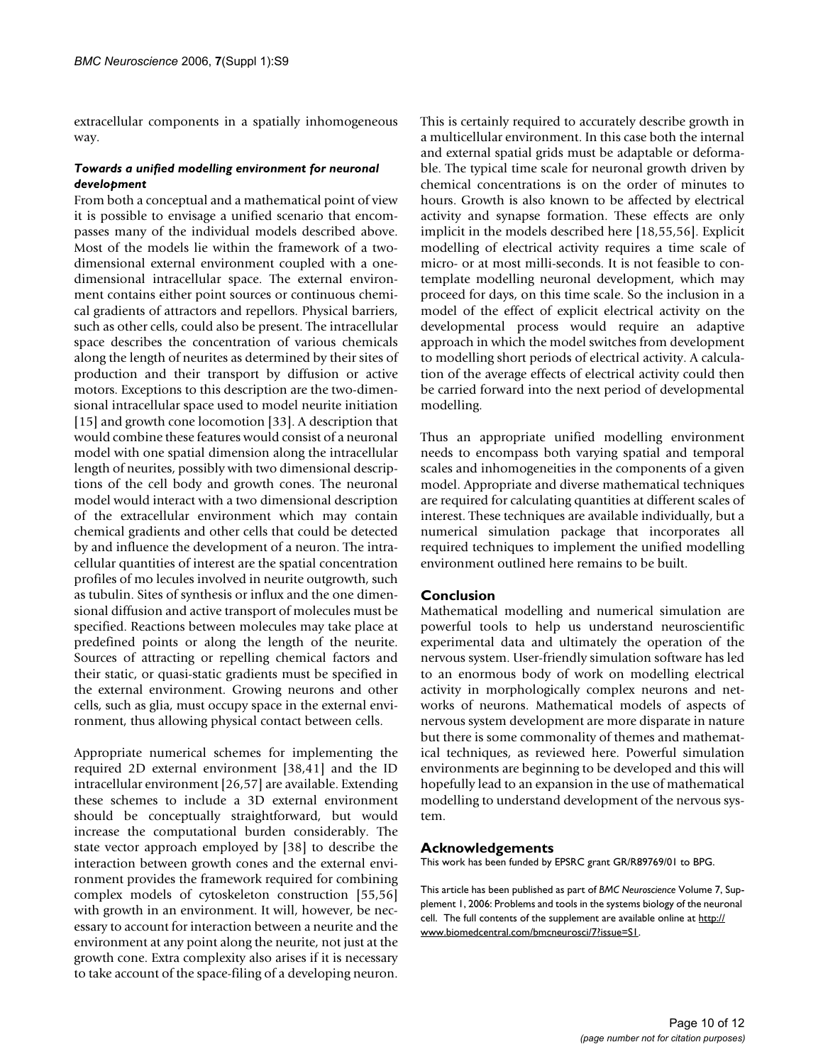extracellular components in a spatially inhomogeneous way.

### *Towards a unified modelling environment for neuronal development*

From both a conceptual and a mathematical point of view it is possible to envisage a unified scenario that encompasses many of the individual models described above. Most of the models lie within the framework of a two-dimensional external environment coupled with a one-dimensional intracellular space. The external environment contains either point sources or continuous chemical gradients of attractors and repellors. Physical barriers, such as other cells, could also be present. The intracellular space describes the concentration of various chemicals along the length of neurites as determined by their sites of production and their transport by diffusion or active motors. Exceptions to this description are the two-dimensional intracellular space used to model neurite initiation [15] and growth cone locomotion [33]. A description that would combine these features would consist of a neuronal model with one spatial dimension along the intracellular length of neurites, possibly with two dimensional descriptions of the cell body and growth cones. The neuronal model would interact with a two dimensional description of the extracellular environment which may contain chemical gradients and other cells that could be detected by and influence the development of a neuron. The intracellular quantities of interest are the spatial concentration profiles of mo lecules involved in neurite outgrowth, such as tubulin. Sites of synthesis or influx and the one dimensional diffusion and active transport of molecules must be specified. Reactions between molecules may take place at predefined points or along the length of the neurite. Sources of attracting or repelling chemical factors and their static, or quasi-static gradients must be specified in the external environment. Growing neurons and other cells, such as glia, must occupy space in the external environment, thus allowing physical contact between cells.

Appropriate numerical schemes for implementing the required 2D external environment [38,41] and the ID intracellular environment [26,57] are available. Extending these schemes to include a 3D external environment should be conceptually straightforward, but would increase the computational burden considerably. The state vector approach employed by [38] to describe the interaction between growth cones and the external environment provides the framework required for combining complex models of cytoskeleton construction [55,56] with growth in an environment. It will, however, be necessary to account for interaction between a neurite and the environment at any point along the neurite, not just at the growth cone. Extra complexity also arises if it is necessary to take account of the space-filing of a developing neuron. This is certainly required to accurately describe growth in a multicellular environment. In this case both the internal and external spatial grids must be adaptable or deformable. The typical time scale for neuronal growth driven by chemical concentrations is on the order of minutes to hours. Growth is also known to be affected by electrical activity and synapse formation. These effects are only implicit in the models described here [18,55,56]. Explicit modelling of electrical activity requires a time scale of micro- or at most milli-seconds. It is not feasible to contemplate modelling neuronal development, which may proceed for days, on this time scale. So the inclusion in a model of the effect of explicit electrical activity on the developmental process would require an adaptive approach in which the model switches from development to modelling short periods of electrical activity. A calculation of the average effects of electrical activity could then be carried forward into the next period of developmental modelling.

Thus an appropriate unified modelling environment needs to encompass both varying spatial and temporal scales and inhomogeneities in the components of a given model. Appropriate and diverse mathematical techniques are required for calculating quantities at different scales of interest. These techniques are available individually, but a numerical simulation package that incorporates all required techniques to implement the unified modelling environment outlined here remains to be built.

## Conclusion

Mathematical modelling and numerical simulation are powerful tools to help us understand neuroscientific experimental data and ultimately the operation of the nervous system. User-friendly simulation software has led to an enormous body of work on modelling electrical activity in morphologically complex neurons and networks of neurons. Mathematical models of aspects of nervous system development are more disparate in nature but there is some commonality of themes and mathematical techniques, as reviewed here. Powerful simulation environments are beginning to be developed and this will hopefully lead to an expansion in the use of mathematical modelling to understand development of the nervous system.

## Acknowledgements

This work has been funded by EPSRC grant GR/R89769/01 to BPG.

This article has been published as part of *BMC Neuroscience* Volume 7, Supplement 1, 2006: Problems and tools in the systems biology of the neuronal cell. The full contents of the supplement are available online at http://www.biomedcentral.com/bmcneurosci/7?issue=S1.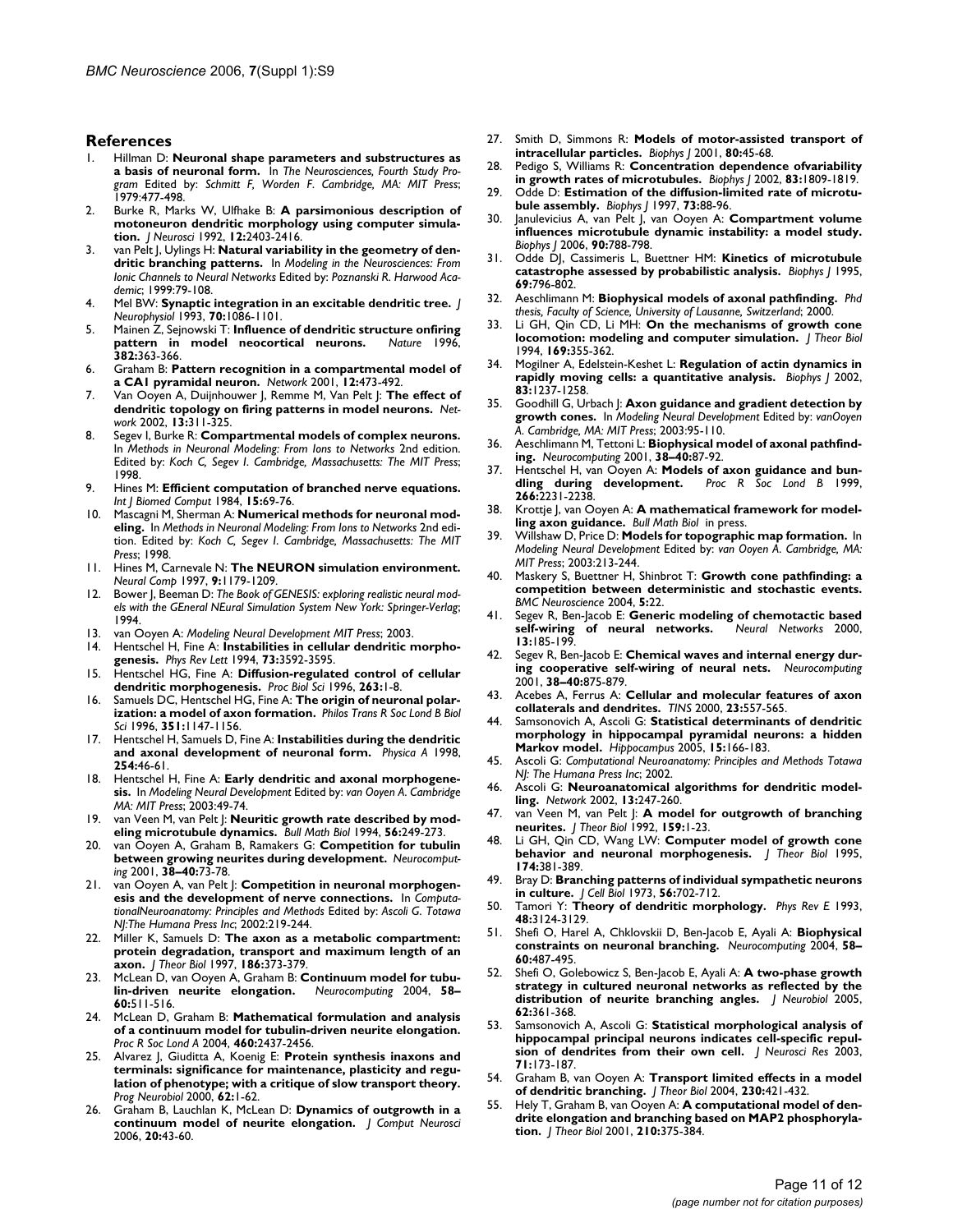## References

1. Hillman D: **Neuronal shape parameters and substructures as a basis of neuronal form.** In *The Neurosciences, Fourth Study Program* Edited by: *Schmitt F, Worden F. Cambridge, MA: MIT Press*; 1979:477-498.
2. Burke R, Marks W, Ulfhake B: **A parsimonious description of motoneuron dendritic morphology using computer simulation.** *J Neurosci* 1992, **12:**2403-2416.
3. van Pelt J, Uylings H: **Natural variability in the geometry of dendritic branching patterns.** In *Modeling in the Neurosciences: From Ionic Channels to Neural Networks* Edited by: *Poznanski R. Harwood Academic*; 1999:79-108.
4. Mel BW: **Synaptic integration in an excitable dendritic tree.** *J Neurophysiol* 1993, **70:**1086-1101.
5. Mainen Z, Sejnowski T: **Influence of dendritic structure onfiring pattern in model neocortical neurons.** *Nature* 1996, **382:**363-366.
6. Graham B: **Pattern recognition in a compartmental model of a CA1 pyramidal neuron.** *Network* 2001, **12:**473-492.
7. Van Ooyen A, Duijnhouwer J, Remme M, Van Pelt J: **The effect of dendritic topology on firing patterns in model neurons.** *Network* 2002, **13:**311-325.
8. Segev I, Burke R: **Compartmental models of complex neurons.** In *Methods in Neuronal Modeling: From Ions to Networks* 2nd edition. Edited by: *Koch C, Segev I. Cambridge, Massachusetts: The MIT Press*; 1998.
9. Hines M: **Efficient computation of branched nerve equations.** *Int J Biomed Comput* 1984, **15:**69-76.
10. Mascagni M, Sherman A: **Numerical methods for neuronal modeling.** In *Methods in Neuronal Modeling: From Ions to Networks* 2nd edition. Edited by: *Koch C, Segev I. Cambridge, Massachusetts: The MIT Press*; 1998.
11. Hines M, Carnevale N: **The NEURON simulation environment.** *Neural Comp* 1997, **9:**1179-1209.
12. Bower J, Beeman D: *The Book of GENESIS: exploring realistic neural models with the GEneral NEural Simulation System New York: Springer-Verlag*; 1994.
13. van Ooyen A: *Modeling Neural Development MIT Press*; 2003.
14. Hentschel H, Fine A: **Instabilities in cellular dendritic morphogenesis.** *Phys Rev Lett* 1994, **73:**3592-3595.
15. Hentschel HG, Fine A: **Diffusion-regulated control of cellular dendritic morphogenesis.** *Proc Biol Sci* 1996, **263:**1-8.
16. Samuels DC, Hentschel HG, Fine A: **The origin of neuronal polarization: a model of axon formation.** *Philos Trans R Soc Lond B Biol Sci* 1996, **351:**1147-1156.
17. Hentschel H, Samuels D, Fine A: **Instabilities during the dendritic and axonal development of neuronal form.** *Physica A* 1998, **254:**46-61.
18. Hentschel H, Fine A: **Early dendritic and axonal morphogenesis.** In *Modeling Neural Development* Edited by: *van Ooyen A. Cambridge MA: MIT Press*; 2003:49-74.
19. van Veen M, van Pelt J: **Neuritic growth rate described by modeling microtubule dynamics.** *Bull Math Biol* 1994, **56:**249-273.
20. van Ooyen A, Graham B, Ramakers G: **Competition for tubulin between growing neurites during development.** *Neurocomputing* 2001, **38–40:**73-78.
21. van Ooyen A, van Pelt J: **Competition in neuronal morphogenesis and the development of nerve connections.** In *ComputationalNeuroanatomy: Principles and Methods* Edited by: *Ascoli G. Totawa NJ:The Humana Press Inc*; 2002:219-244.
22. Miller K, Samuels D: **The axon as a metabolic compartment: protein degradation, transport and maximum length of an axon.** *J Theor Biol* 1997, **186:**373-379.
23. McLean D, van Ooyen A, Graham B: **Continuum model for tubulin-driven neurite elongation.** *Neurocomputing* 2004, **58–60:**511-516.
24. McLean D, Graham B: **Mathematical formulation and analysis of a continuum model for tubulin-driven neurite elongation.** *Proc R Soc Lond A* 2004, **460:**2437-2456.
25. Alvarez J, Giuditta A, Koenig E: **Protein synthesis inaxons and terminals: significance for maintenance, plasticity and regulation of phenotype; with a critique of slow transport theory.** *Prog Neurobiol* 2000, **62:**1-62.
26. Graham B, Lauchlan K, McLean D: **Dynamics of outgrowth in a continuum model of neurite elongation.** *J Comput Neurosci* 2006, **20:**43-60.
27. Smith D, Simmons R: **Models of motor-assisted transport of intracellular particles.** *Biophys J* 2001, **80:**45-68.
28. Pedigo S, Williams R: **Concentration dependence ofvariability in growth rates of microtubules.** *Biophys J* 2002, **83:**1809-1819.
29. Odde D: **Estimation of the diffusion-limited rate of microtubule assembly.** *Biophys J* 1997, **73:**88-96.
30. Janulevicius A, van Pelt J, van Ooyen A: **Compartment volume influences microtubule dynamic instability: a model study.** *Biophys J* 2006, **90:**788-798.
31. Odde DJ, Cassimeris L, Buettner HM: **Kinetics of microtubule catastrophe assessed by probabilistic analysis.** *Biophys J* 1995, **69:**796-802.
32. Aeschlimann M: **Biophysical models of axonal pathfinding.** *Phd thesis, Faculty of Science, University of Lausanne, Switzerland*; 2000.
33. Li GH, Qin CD, Li MH: **On the mechanisms of growth cone locomotion: modeling and computer simulation.** *J Theor Biol* 1994, **169:**355-362.
34. Mogilner A, Edelstein-Keshet L: **Regulation of actin dynamics in rapidly moving cells: a quantitative analysis.** *Biophys J* 2002, **83:**1237-1258.
35. Goodhill G, Urbach J: **Axon guidance and gradient detection by growth cones.** In *Modeling Neural Development* Edited by: *vanOoyen A. Cambridge, MA: MIT Press*; 2003:95-110.
36. Aeschlimann M, Tettoni L: **Biophysical model of axonal pathfinding.** *Neurocomputing* 2001, **38–40:**87-92.
37. Hentschel H, van Ooyen A: **Models of axon guidance and bundling during development.** *Proc R Soc Lond B* 1999, **266:**2231-2238.
38. Krottje J, van Ooyen A: **A mathematical framework for modelling axon guidance.** *Bull Math Biol* in press.
39. Willshaw D, Price D: **Models for topographic map formation.** In *Modeling Neural Development* Edited by: *van Ooyen A. Cambridge, MA: MIT Press*; 2003:213-244.
40. Maskery S, Buettner H, Shinbrot T: **Growth cone pathfinding: a competition between deterministic and stochastic events.** *BMC Neuroscience* 2004, **5:**22.
41. Segev R, Ben-Jacob E: **Generic modeling of chemotactic based self-wiring of neural networks.** *Neural Networks* 2000, **13:**185-199.
42. Segev R, Ben-Jacob E: **Chemical waves and internal energy during cooperative self-wiring of neural nets.** *Neurocomputing* 2001, **38–40:**875-879.
43. Acebes A, Ferrus A: **Cellular and molecular features of axon collaterals and dendrites.** *TINS* 2000, **23:**557-565.
44. Samsonovich A, Ascoli G: **Statistical determinants of dendritic morphology in hippocampal pyramidal neurons: a hidden Markov model.** *Hippocampus* 2005, **15:**166-183.
45. Ascoli G: *Computational Neuroanatomy: Principles and Methods Totawa NJ: The Humana Press Inc*; 2002.
46. Ascoli G: **Neuroanatomical algorithms for dendritic modelling.** *Network* 2002, **13:**247-260.
47. van Veen M, van Pelt J: **A model for outgrowth of branching neurites.** *J Theor Biol* 1992, **159:**1-23.
48. Li GH, Qin CD, Wang LW: **Computer model of growth cone behavior and neuronal morphogenesis.** *J Theor Biol* 1995, **174:**381-389.
49. Bray D: **Branching patterns of individual sympathetic neurons in culture.** *J Cell Biol* 1973, **56:**702-712.
50. Tamori Y: **Theory of dendritic morphology.** *Phys Rev E* 1993, **48:**3124-3129.
51. Shefi O, Harel A, Chklovskii D, Ben-Jacob E, Ayali A: **Biophysical constraints on neuronal branching.** *Neurocomputing* 2004, **58–60:**487-495.
52. Shefi O, Golebowicz S, Ben-Jacob E, Ayali A: **A two-phase growth strategy in cultured neuronal networks as reflected by the distribution of neurite branching angles.** *J Neurobiol* 2005, **62:**361-368.
53. Samsonovich A, Ascoli G: **Statistical morphological analysis of hippocampal principal neurons indicates cell-specific repulsion of dendrites from their own cell.** *J Neurosci Res* 2003, **71:**173-187.
54. Graham B, van Ooyen A: **Transport limited effects in a model of dendritic branching.** *J Theor Biol* 2004, **230:**421-432.
55. Hely T, Graham B, van Ooyen A: **A computational model of dendrite elongation and branching based on MAP2 phosphorylation.** *J Theor Biol* 2001, **210:**375-384.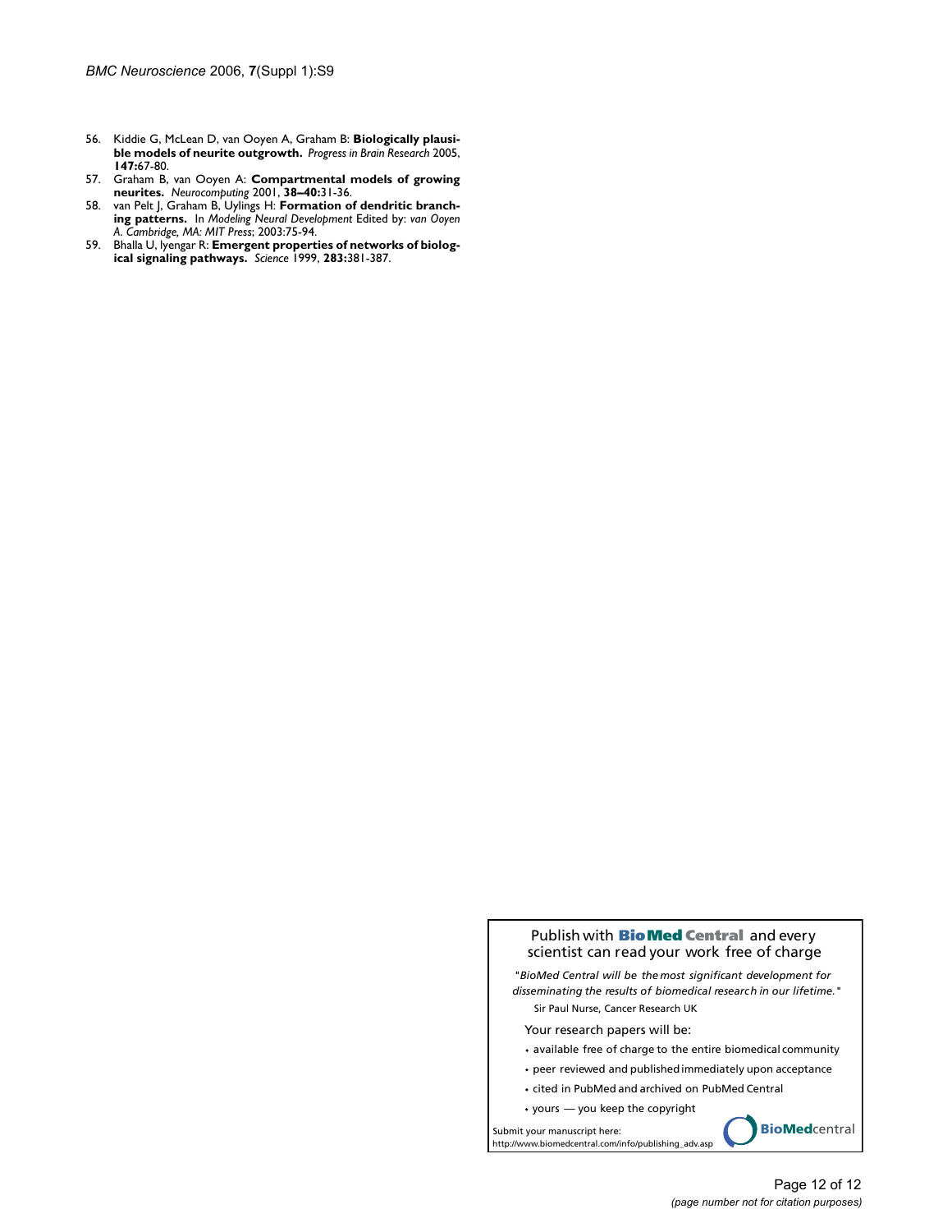56. Kiddie G, McLean D, van Ooyen A, Graham B: **Biologically plausible models of neurite outgrowth.** *Progress in Brain Research* 2005, **147:**67-80.
57. Graham B, van Ooyen A: **Compartmental models of growing neurites.** *Neurocomputing* 2001, **38–40:**31-36.
58. van Pelt J, Graham B, Uylings H: **Formation of dendritic branching patterns.** In *Modeling Neural Development* Edited by: *van Ooyen A. Cambridge, MA: MIT Press*; 2003:75-94.
59. Bhalla U, Iyengar R: **Emergent properties of networks of biological signaling pathways.** *Science* 1999, **283:**381-387.

Publish with **BioMed Central** and every scientist can read your work free of charge

*"BioMed Central will be the most significant development for disseminating the results of biomedical research in our lifetime."*

Sir Paul Nurse, Cancer Research UK

Your research papers will be:

- available free of charge to the entire biomedical community
- peer reviewed and published immediately upon acceptance
- cited in PubMed and archived on PubMed Central
- yours — you keep the copyright

Submit your manuscript here:
http://www.biomedcentral.com/info/publishing_adv.asp

**BioMed**central